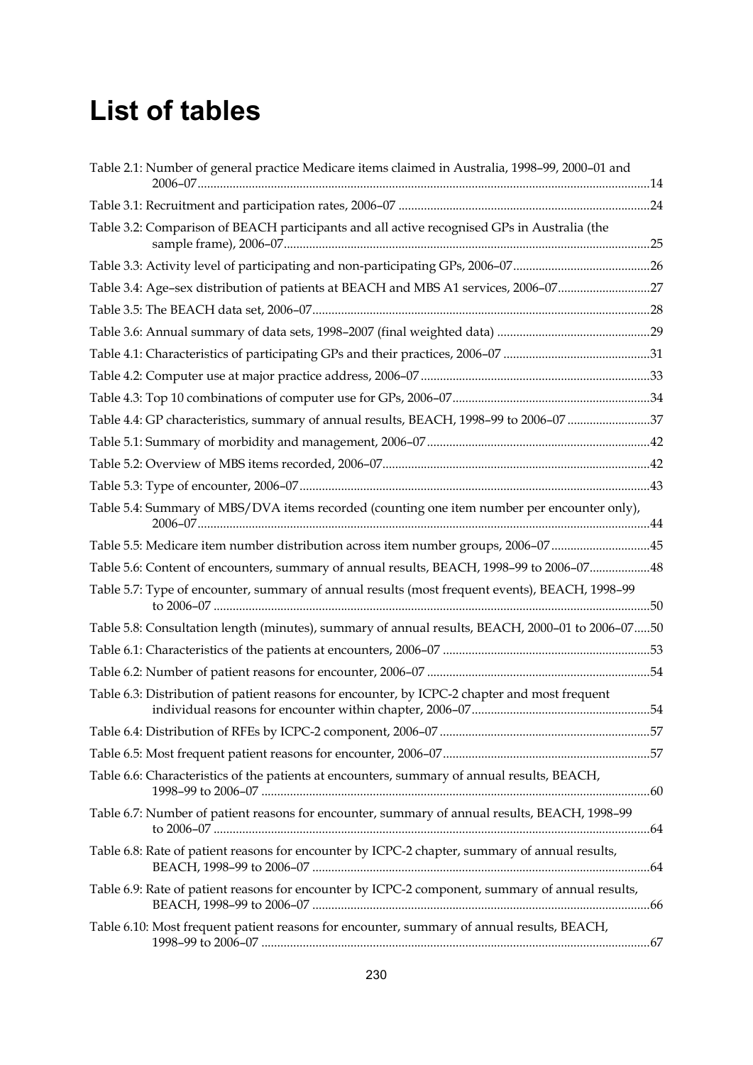# List of tables

Table 2.1: Number of general practice Medicare items claimed in Australia, 1998–99, 2000–01 and 2006–07 ..... 14

Table 3.1: Recruitment and participation rates, 2006–07 ..... 24

Table 3.2: Comparison of BEACH participants and all active recognised GPs in Australia (the sample frame), 2006–07 ..... 25

Table 3.3: Activity level of participating and non-participating GPs, 2006–07 ..... 26

Table 3.4: Age–sex distribution of patients at BEACH and MBS A1 services, 2006–07 ..... 27

Table 3.5: The BEACH data set, 2006–07 ..... 28

Table 3.6: Annual summary of data sets, 1998–2007 (final weighted data) ..... 29

Table 4.1: Characteristics of participating GPs and their practices, 2006–07 ..... 31

Table 4.2: Computer use at major practice address, 2006–07 ..... 33

Table 4.3: Top 10 combinations of computer use for GPs, 2006–07 ..... 34

Table 4.4: GP characteristics, summary of annual results, BEACH, 1998–99 to 2006–07 ..... 37

Table 5.1: Summary of morbidity and management, 2006–07 ..... 42

Table 5.2: Overview of MBS items recorded, 2006–07 ..... 42

Table 5.3: Type of encounter, 2006–07 ..... 43

Table 5.4: Summary of MBS/DVA items recorded (counting one item number per encounter only), 2006–07 ..... 44

Table 5.5: Medicare item number distribution across item number groups, 2006–07 ..... 45

Table 5.6: Content of encounters, summary of annual results, BEACH, 1998–99 to 2006–07 ..... 48

Table 5.7: Type of encounter, summary of annual results (most frequent events), BEACH, 1998–99 to 2006–07 ..... 50

Table 5.8: Consultation length (minutes), summary of annual results, BEACH, 2000–01 to 2006–07 ..... 50

Table 6.1: Characteristics of the patients at encounters, 2006–07 ..... 53

Table 6.2: Number of patient reasons for encounter, 2006–07 ..... 54

Table 6.3: Distribution of patient reasons for encounter, by ICPC-2 chapter and most frequent individual reasons for encounter within chapter, 2006–07 ..... 54

Table 6.4: Distribution of RFEs by ICPC-2 component, 2006–07 ..... 57

Table 6.5: Most frequent patient reasons for encounter, 2006–07 ..... 57

Table 6.6: Characteristics of the patients at encounters, summary of annual results, BEACH, 1998–99 to 2006–07 ..... 60

Table 6.7: Number of patient reasons for encounter, summary of annual results, BEACH, 1998–99 to 2006–07 ..... 64

Table 6.8: Rate of patient reasons for encounter by ICPC-2 chapter, summary of annual results, BEACH, 1998–99 to 2006–07 ..... 64

Table 6.9: Rate of patient reasons for encounter by ICPC-2 component, summary of annual results, BEACH, 1998–99 to 2006–07 ..... 66

Table 6.10: Most frequent patient reasons for encounter, summary of annual results, BEACH, 1998–99 to 2006–07 ..... 67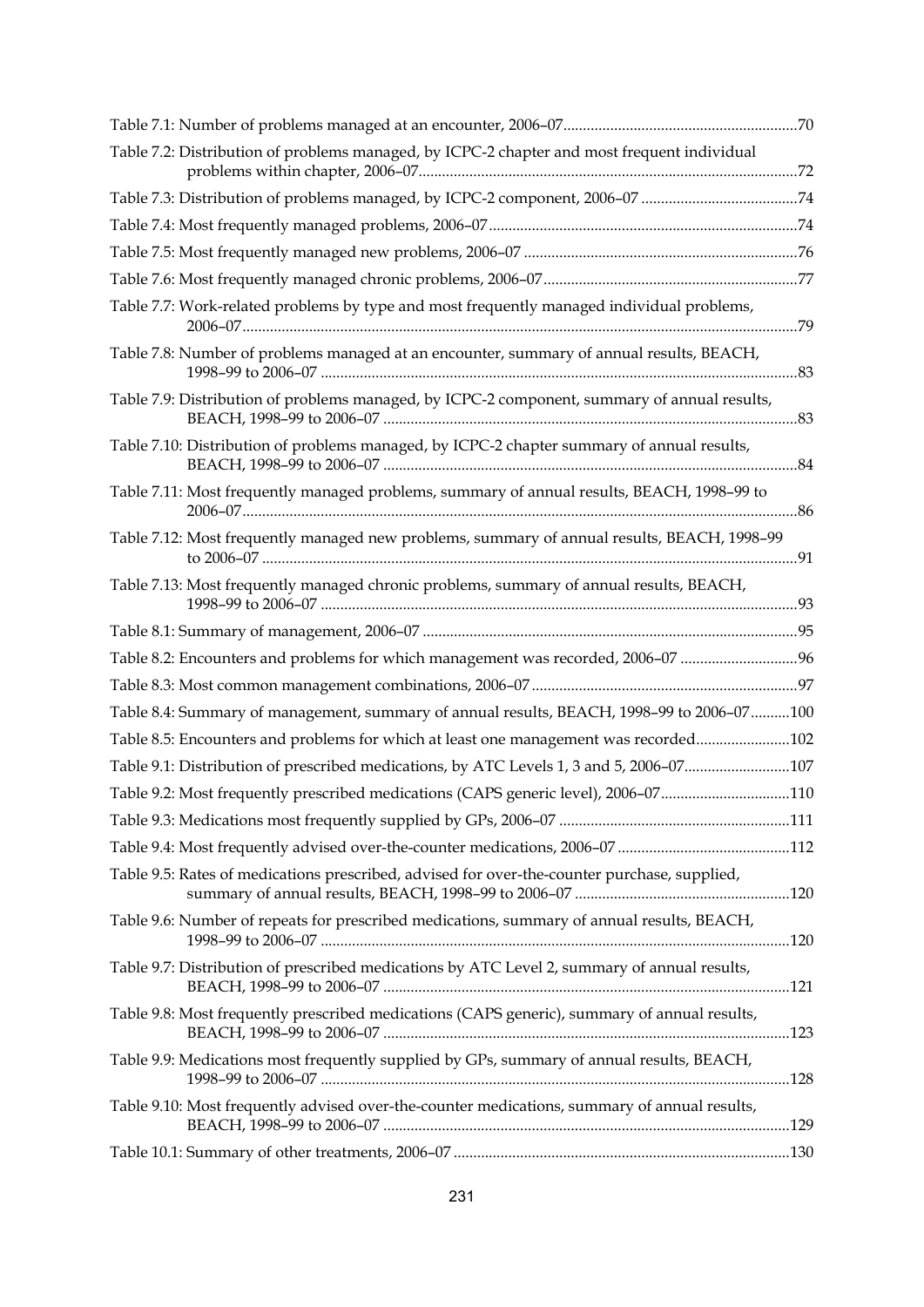Table 7.1: Number of problems managed at an encounter, 2006–07 ... 70

Table 7.2: Distribution of problems managed, by ICPC-2 chapter and most frequent individual problems within chapter, 2006–07 ... 72

Table 7.3: Distribution of problems managed, by ICPC-2 component, 2006–07 ... 74

Table 7.4: Most frequently managed problems, 2006–07 ... 74

Table 7.5: Most frequently managed new problems, 2006–07 ... 76

Table 7.6: Most frequently managed chronic problems, 2006–07 ... 77

Table 7.7: Work-related problems by type and most frequently managed individual problems, 2006–07 ... 79

Table 7.8: Number of problems managed at an encounter, summary of annual results, BEACH, 1998–99 to 2006–07 ... 83

Table 7.9: Distribution of problems managed, by ICPC-2 component, summary of annual results, BEACH, 1998–99 to 2006–07 ... 83

Table 7.10: Distribution of problems managed, by ICPC-2 chapter summary of annual results, BEACH, 1998–99 to 2006–07 ... 84

Table 7.11: Most frequently managed problems, summary of annual results, BEACH, 1998–99 to 2006–07 ... 86

Table 7.12: Most frequently managed new problems, summary of annual results, BEACH, 1998–99 to 2006–07 ... 91

Table 7.13: Most frequently managed chronic problems, summary of annual results, BEACH, 1998–99 to 2006–07 ... 93

Table 8.1: Summary of management, 2006–07 ... 95

Table 8.2: Encounters and problems for which management was recorded, 2006–07 ... 96

Table 8.3: Most common management combinations, 2006–07 ... 97

Table 8.4: Summary of management, summary of annual results, BEACH, 1998–99 to 2006–07 ... 100

Table 8.5: Encounters and problems for which at least one management was recorded ... 102

Table 9.1: Distribution of prescribed medications, by ATC Levels 1, 3 and 5, 2006–07 ... 107

Table 9.2: Most frequently prescribed medications (CAPS generic level), 2006–07 ... 110

Table 9.3: Medications most frequently supplied by GPs, 2006–07 ... 111

Table 9.4: Most frequently advised over-the-counter medications, 2006–07 ... 112

Table 9.5: Rates of medications prescribed, advised for over-the-counter purchase, supplied, summary of annual results, BEACH, 1998–99 to 2006–07 ... 120

Table 9.6: Number of repeats for prescribed medications, summary of annual results, BEACH, 1998–99 to 2006–07 ... 120

Table 9.7: Distribution of prescribed medications by ATC Level 2, summary of annual results, BEACH, 1998–99 to 2006–07 ... 121

Table 9.8: Most frequently prescribed medications (CAPS generic), summary of annual results, BEACH, 1998–99 to 2006–07 ... 123

Table 9.9: Medications most frequently supplied by GPs, summary of annual results, BEACH, 1998–99 to 2006–07 ... 128

Table 9.10: Most frequently advised over-the-counter medications, summary of annual results, BEACH, 1998–99 to 2006–07 ... 129

Table 10.1: Summary of other treatments, 2006–07 ... 130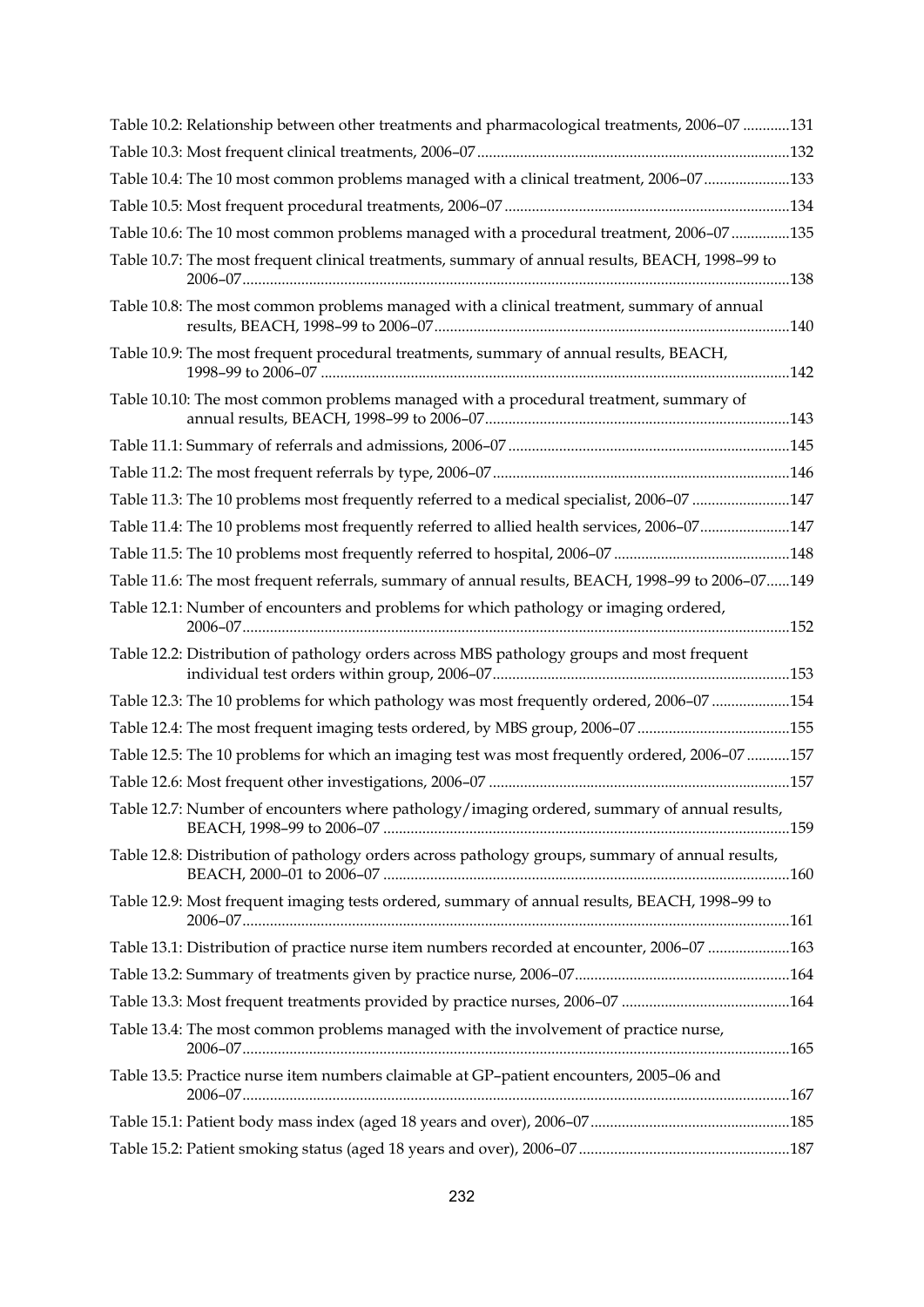Table 10.2: Relationship between other treatments and pharmacological treatments, 2006–07 ............131

Table 10.3: Most frequent clinical treatments, 2006–07 ...............................................................................132

Table 10.4: The 10 most common problems managed with a clinical treatment, 2006–07......................133

Table 10.5: Most frequent procedural treatments, 2006–07 ........................................................................134

Table 10.6: The 10 most common problems managed with a procedural treatment, 2006–07 ...............135

Table 10.7: The most frequent clinical treatments, summary of annual results, BEACH, 1998–99 to 2006–07..........................................................................................................................................138

Table 10.8: The most common problems managed with a clinical treatment, summary of annual results, BEACH, 1998–99 to 2006–07..........................................................................................140

Table 10.9: The most frequent procedural treatments, summary of annual results, BEACH, 1998–99 to 2006–07 .......................................................................................................................142

Table 10.10: The most common problems managed with a procedural treatment, summary of annual results, BEACH, 1998–99 to 2006–07.............................................................................143

Table 11.1: Summary of referrals and admissions, 2006–07 .......................................................................145

Table 11.2: The most frequent referrals by type, 2006–07 ...........................................................................146

Table 11.3: The 10 problems most frequently referred to a medical specialist, 2006–07 .........................147

Table 11.4: The 10 problems most frequently referred to allied health services, 2006–07.......................147

Table 11.5: The 10 problems most frequently referred to hospital, 2006–07 .............................................148

Table 11.6: The most frequent referrals, summary of annual results, BEACH, 1998–99 to 2006–07......149

Table 12.1: Number of encounters and problems for which pathology or imaging ordered, 2006–07..........................................................................................................................................152

Table 12.2: Distribution of pathology orders across MBS pathology groups and most frequent individual test orders within group, 2006–07...........................................................................153

Table 12.3: The 10 problems for which pathology was most frequently ordered, 2006–07 ....................154

Table 12.4: The most frequent imaging tests ordered, by MBS group, 2006–07 .......................................155

Table 12.5: The 10 problems for which an imaging test was most frequently ordered, 2006–07 ...........157

Table 12.6: Most frequent other investigations, 2006–07 ............................................................................157

Table 12.7: Number of encounters where pathology/imaging ordered, summary of annual results, BEACH, 1998–99 to 2006–07 .......................................................................................................159

Table 12.8: Distribution of pathology orders across pathology groups, summary of annual results, BEACH, 2000–01 to 2006–07 .......................................................................................................160

Table 12.9: Most frequent imaging tests ordered, summary of annual results, BEACH, 1998–99 to 2006–07..........................................................................................................................................161

Table 13.1: Distribution of practice nurse item numbers recorded at encounter, 2006–07 .....................163

Table 13.2: Summary of treatments given by practice nurse, 2006–07......................................................164

Table 13.3: Most frequent treatments provided by practice nurses, 2006–07 ...........................................164

Table 13.4: The most common problems managed with the involvement of practice nurse, 2006–07..........................................................................................................................................165

Table 13.5: Practice nurse item numbers claimable at GP–patient encounters, 2005–06 and 2006–07..........................................................................................................................................167

Table 15.1: Patient body mass index (aged 18 years and over), 2006–07..................................................185

Table 15.2: Patient smoking status (aged 18 years and over), 2006–07.....................................................187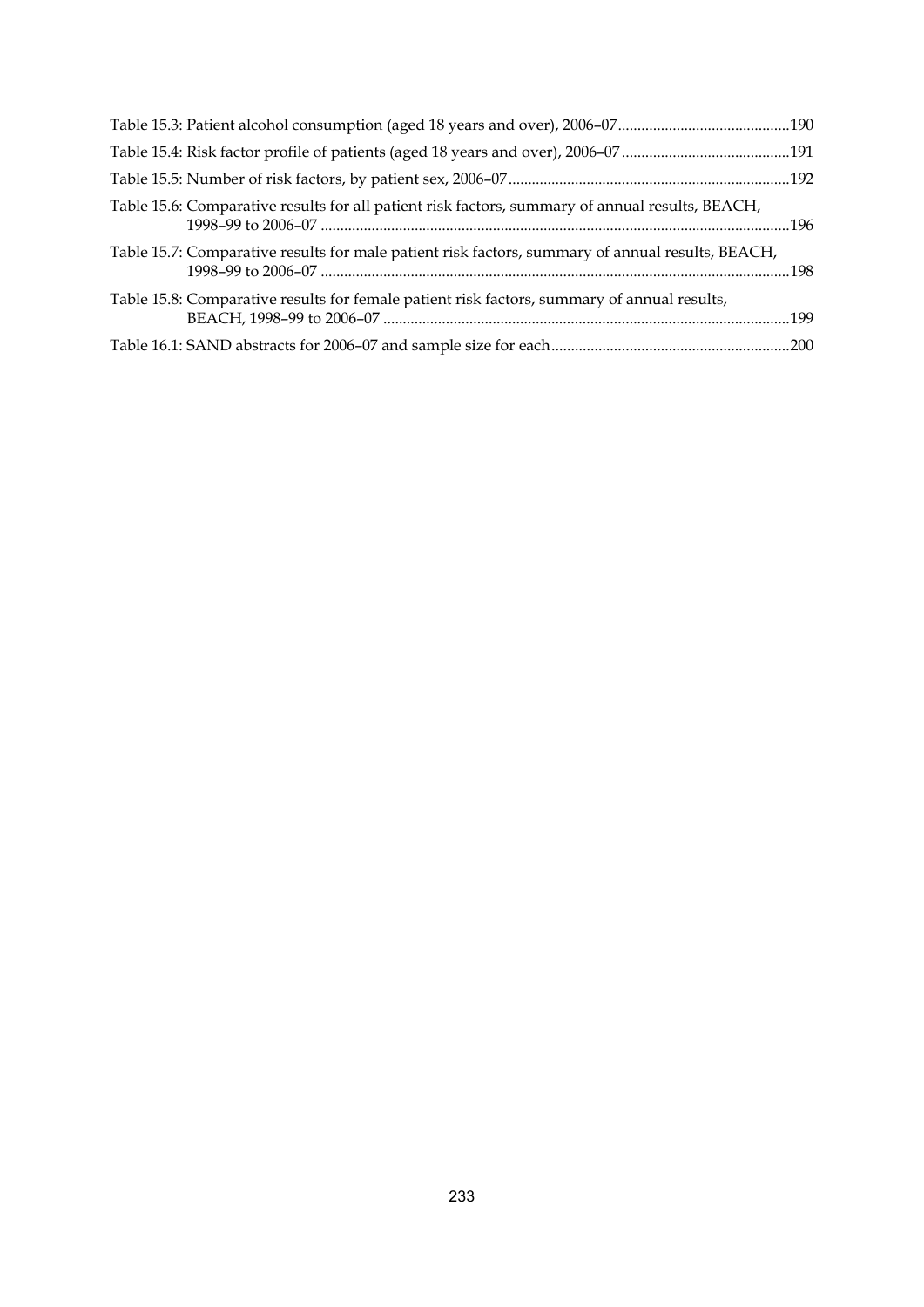Table 15.3: Patient alcohol consumption (aged 18 years and over), 2006–07 ............................................190

Table 15.4: Risk factor profile of patients (aged 18 years and over), 2006–07 ...........................................191

Table 15.5: Number of risk factors, by patient sex, 2006–07 .......................................................................192

Table 15.6: Comparative results for all patient risk factors, summary of annual results, BEACH, 1998–99 to 2006–07 .......................................................................................................................196

Table 15.7: Comparative results for male patient risk factors, summary of annual results, BEACH, 1998–99 to 2006–07 .......................................................................................................................198

Table 15.8: Comparative results for female patient risk factors, summary of annual results, BEACH, 1998–99 to 2006–07 .......................................................................................................199

Table 16.1: SAND abstracts for 2006–07 and sample size for each.............................................................200